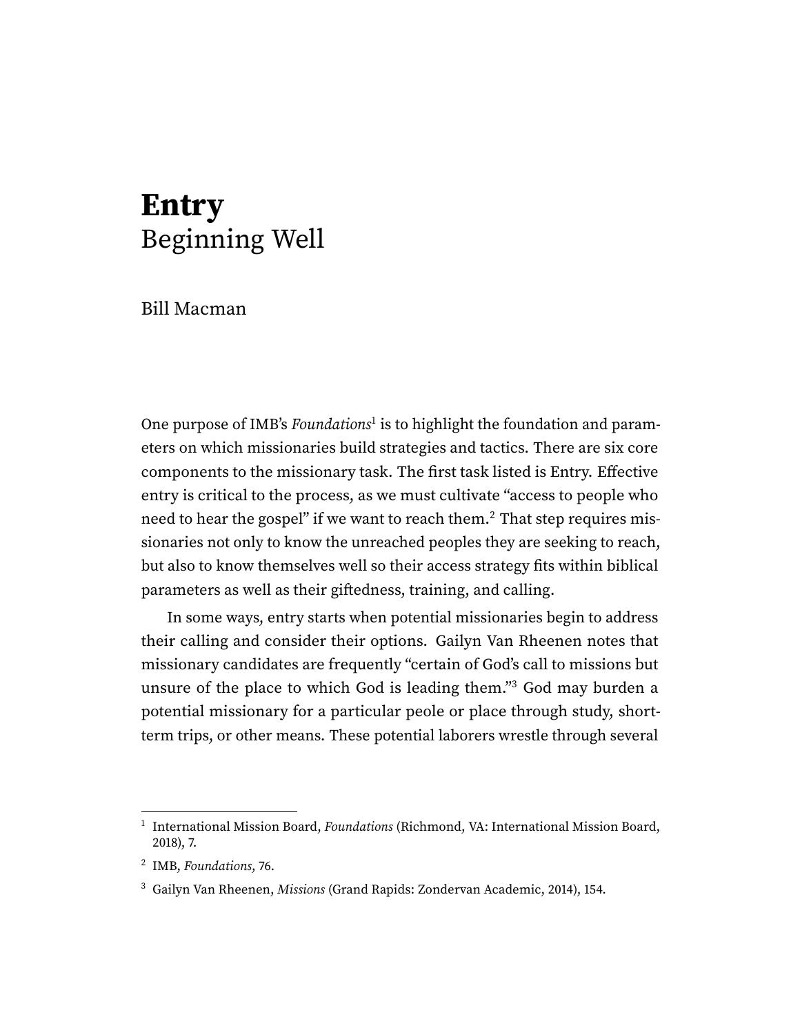# **Entry**
## Beginning Well

Bill Macman

One purpose of IMB's *Foundations*[1] is to highlight the foundation and parameters on which missionaries build strategies and tactics. There are six core components to the missionary task. The first task listed is Entry. Effective entry is critical to the process, as we must cultivate "access to people who need to hear the gospel" if we want to reach them.[2] That step requires missionaries not only to know the unreached peoples they are seeking to reach, but also to know themselves well so their access strategy fits within biblical parameters as well as their giftedness, training, and calling.

In some ways, entry starts when potential missionaries begin to address their calling and consider their options. Gailyn Van Rheenen notes that missionary candidates are frequently "certain of God's call to missions but unsure of the place to which God is leading them."[3] God may burden a potential missionary for a particular peole or place through study, short-term trips, or other means. These potential laborers wrestle through several

---

[1] International Mission Board, *Foundations* (Richmond, VA: International Mission Board, 2018), 7.

[2] IMB, *Foundations*, 76.

[3] Gailyn Van Rheenen, *Missions* (Grand Rapids: Zondervan Academic, 2014), 154.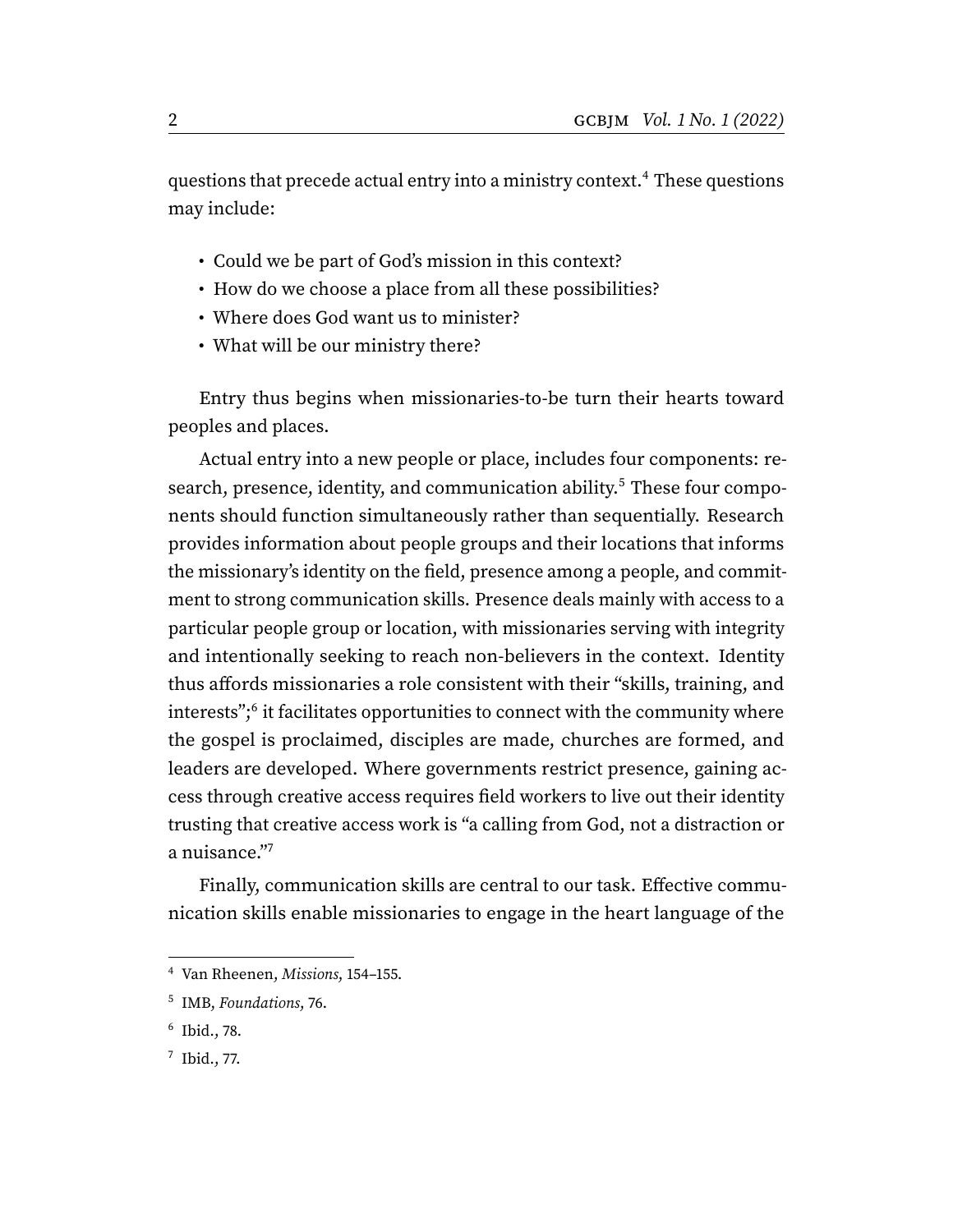questions that precede actual entry into a ministry context.[4] These questions may include:

- Could we be part of God's mission in this context?
- How do we choose a place from all these possibilities?
- Where does God want us to minister?
- What will be our ministry there?

Entry thus begins when missionaries-to-be turn their hearts toward peoples and places.

Actual entry into a new people or place, includes four components: research, presence, identity, and communication ability.[5] These four components should function simultaneously rather than sequentially. Research provides information about people groups and their locations that informs the missionary's identity on the field, presence among a people, and commitment to strong communication skills. Presence deals mainly with access to a particular people group or location, with missionaries serving with integrity and intentionally seeking to reach non-believers in the context. Identity thus affords missionaries a role consistent with their "skills, training, and interests";[6] it facilitates opportunities to connect with the community where the gospel is proclaimed, disciples are made, churches are formed, and leaders are developed. Where governments restrict presence, gaining access through creative access requires field workers to live out their identity trusting that creative access work is "a calling from God, not a distraction or a nuisance."[7]

Finally, communication skills are central to our task. Effective communication skills enable missionaries to engage in the heart language of the

---

[4] Van Rheenen, *Missions,* 154–155.

[5] IMB, *Foundations,* 76.

[6] Ibid., 78.

[7] Ibid., 77.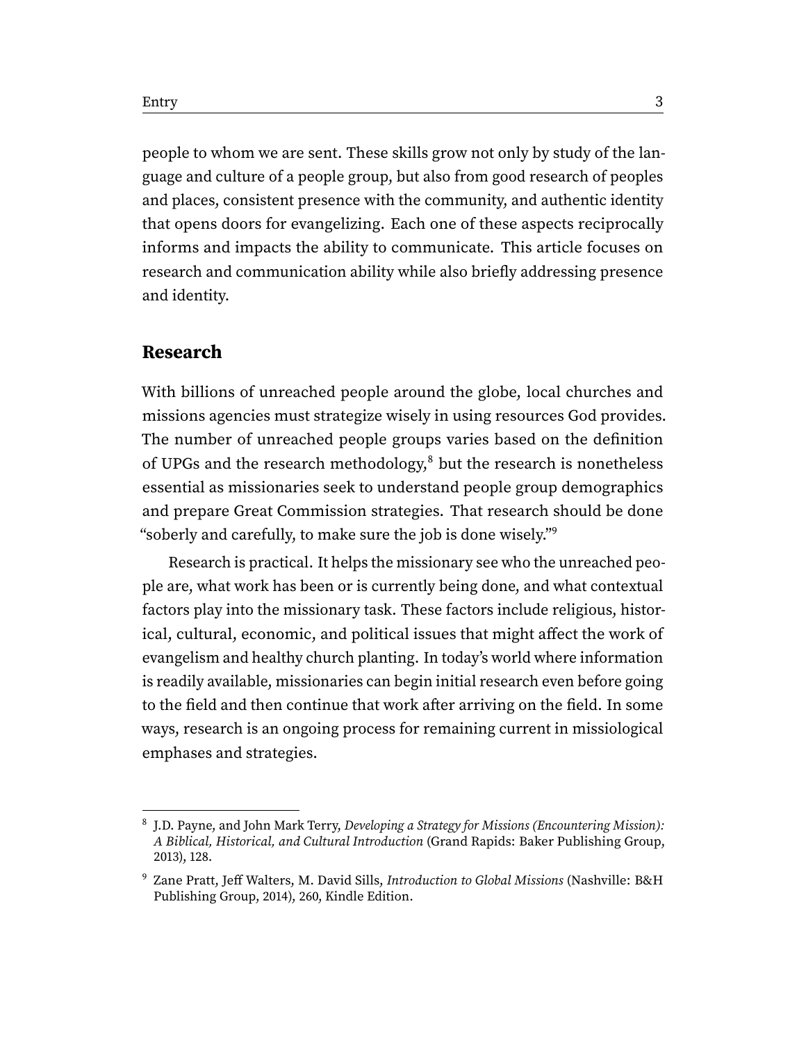people to whom we are sent. These skills grow not only by study of the language and culture of a people group, but also from good research of peoples and places, consistent presence with the community, and authentic identity that opens doors for evangelizing. Each one of these aspects reciprocally informs and impacts the ability to communicate. This article focuses on research and communication ability while also briefly addressing presence and identity.

## Research

With billions of unreached people around the globe, local churches and missions agencies must strategize wisely in using resources God provides. The number of unreached people groups varies based on the definition of UPGs and the research methodology,[8] but the research is nonetheless essential as missionaries seek to understand people group demographics and prepare Great Commission strategies. That research should be done "soberly and carefully, to make sure the job is done wisely."[9]

Research is practical. It helps the missionary see who the unreached people are, what work has been or is currently being done, and what contextual factors play into the missionary task. These factors include religious, historical, cultural, economic, and political issues that might affect the work of evangelism and healthy church planting. In today's world where information is readily available, missionaries can begin initial research even before going to the field and then continue that work after arriving on the field. In some ways, research is an ongoing process for remaining current in missiological emphases and strategies.

---

[8] J.D. Payne, and John Mark Terry, *Developing a Strategy for Missions (Encountering Mission): A Biblical, Historical, and Cultural Introduction* (Grand Rapids: Baker Publishing Group, 2013), 128.

[9] Zane Pratt, Jeff Walters, M. David Sills, *Introduction to Global Missions* (Nashville: B&H Publishing Group, 2014), 260, Kindle Edition.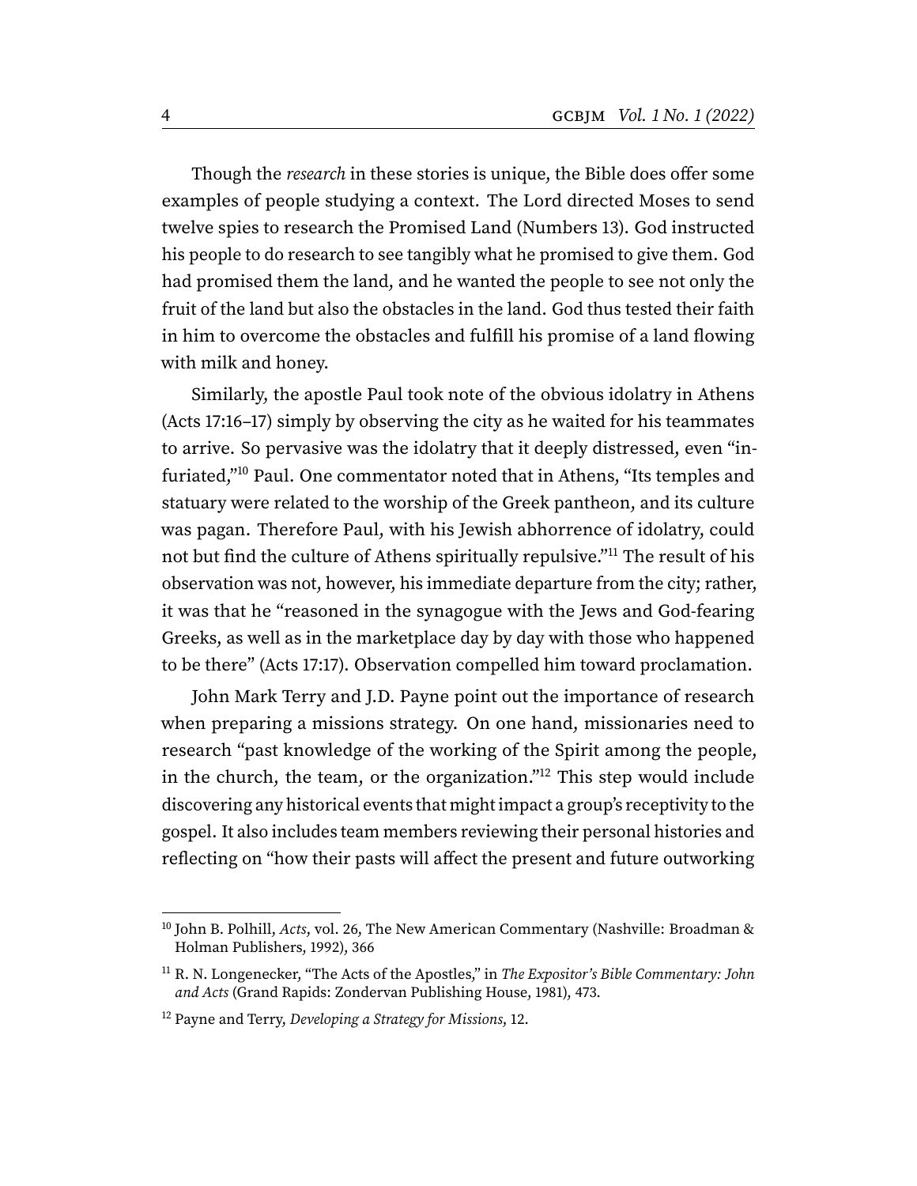Though the *research* in these stories is unique, the Bible does offer some examples of people studying a context. The Lord directed Moses to send twelve spies to research the Promised Land (Numbers 13). God instructed his people to do research to see tangibly what he promised to give them. God had promised them the land, and he wanted the people to see not only the fruit of the land but also the obstacles in the land. God thus tested their faith in him to overcome the obstacles and fulfill his promise of a land flowing with milk and honey.

Similarly, the apostle Paul took note of the obvious idolatry in Athens (Acts 17:16–17) simply by observing the city as he waited for his teammates to arrive. So pervasive was the idolatry that it deeply distressed, even "infuriated,"[10] Paul. One commentator noted that in Athens, "Its temples and statuary were related to the worship of the Greek pantheon, and its culture was pagan. Therefore Paul, with his Jewish abhorrence of idolatry, could not but find the culture of Athens spiritually repulsive."[11] The result of his observation was not, however, his immediate departure from the city; rather, it was that he "reasoned in the synagogue with the Jews and God-fearing Greeks, as well as in the marketplace day by day with those who happened to be there" (Acts 17:17). Observation compelled him toward proclamation.

John Mark Terry and J.D. Payne point out the importance of research when preparing a missions strategy. On one hand, missionaries need to research "past knowledge of the working of the Spirit among the people, in the church, the team, or the organization."[12] This step would include discovering any historical events that might impact a group's receptivity to the gospel. It also includes team members reviewing their personal histories and reflecting on "how their pasts will affect the present and future outworking

---

[10] John B. Polhill, *Acts*, vol. 26, The New American Commentary (Nashville: Broadman & Holman Publishers, 1992), 366

[11] R. N. Longenecker, "The Acts of the Apostles," in *The Expositor's Bible Commentary: John and Acts* (Grand Rapids: Zondervan Publishing House, 1981), 473.

[12] Payne and Terry, *Developing a Strategy for Missions*, 12.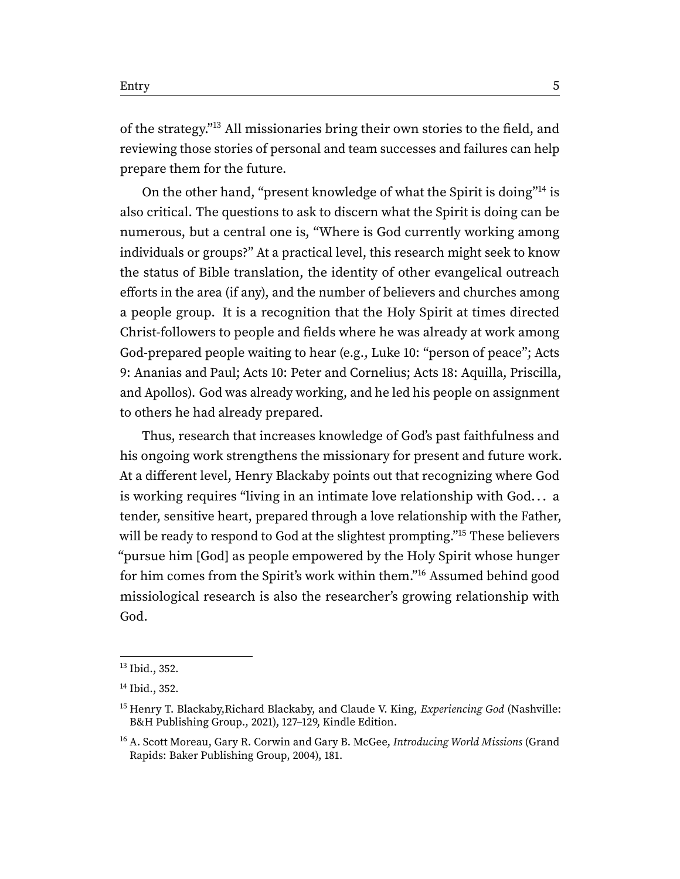of the strategy."[13] All missionaries bring their own stories to the field, and reviewing those stories of personal and team successes and failures can help prepare them for the future.

On the other hand, "present knowledge of what the Spirit is doing"[14] is also critical. The questions to ask to discern what the Spirit is doing can be numerous, but a central one is, "Where is God currently working among individuals or groups?" At a practical level, this research might seek to know the status of Bible translation, the identity of other evangelical outreach efforts in the area (if any), and the number of believers and churches among a people group. It is a recognition that the Holy Spirit at times directed Christ-followers to people and fields where he was already at work among God-prepared people waiting to hear (e.g., Luke 10: "person of peace"; Acts 9: Ananias and Paul; Acts 10: Peter and Cornelius; Acts 18: Aquilla, Priscilla, and Apollos). God was already working, and he led his people on assignment to others he had already prepared.

Thus, research that increases knowledge of God's past faithfulness and his ongoing work strengthens the missionary for present and future work. At a different level, Henry Blackaby points out that recognizing where God is working requires "living in an intimate love relationship with God… a tender, sensitive heart, prepared through a love relationship with the Father, will be ready to respond to God at the slightest prompting."[15] These believers "pursue him [God] as people empowered by the Holy Spirit whose hunger for him comes from the Spirit's work within them."[16] Assumed behind good missiological research is also the researcher's growing relationship with God.

---

[13] Ibid., 352.

[14] Ibid., 352.

[15] Henry T. Blackaby,Richard Blackaby, and Claude V. King, *Experiencing God* (Nashville: B&H Publishing Group., 2021), 127–129, Kindle Edition.

[16] A. Scott Moreau, Gary R. Corwin and Gary B. McGee, *Introducing World Missions* (Grand Rapids: Baker Publishing Group, 2004), 181.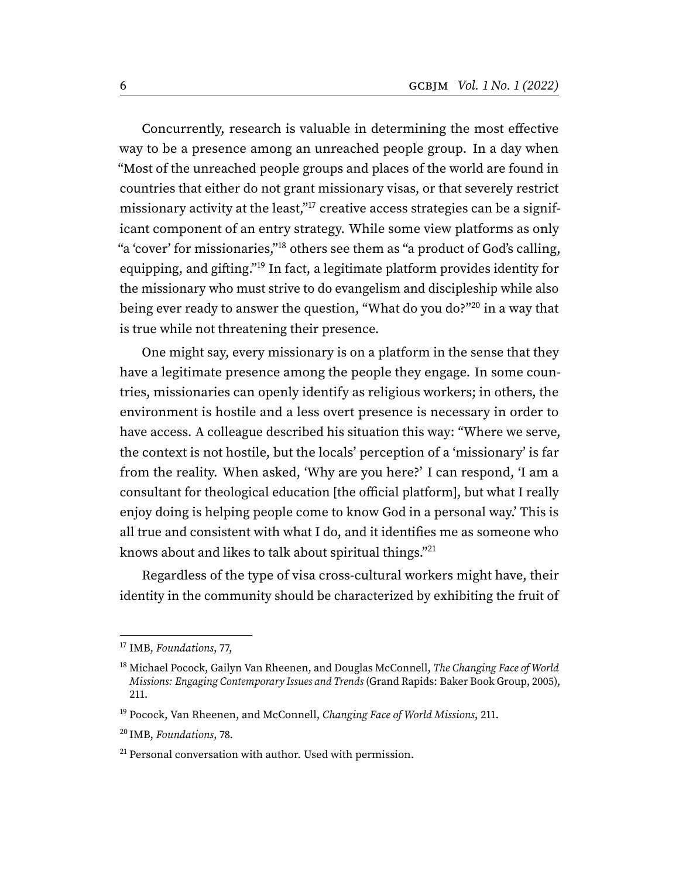Concurrently, research is valuable in determining the most effective way to be a presence among an unreached people group. In a day when "Most of the unreached people groups and places of the world are found in countries that either do not grant missionary visas, or that severely restrict missionary activity at the least,"[17] creative access strategies can be a significant component of an entry strategy. While some view platforms as only "a 'cover' for missionaries,"[18] others see them as "a product of God's calling, equipping, and gifting."[19] In fact, a legitimate platform provides identity for the missionary who must strive to do evangelism and discipleship while also being ever ready to answer the question, "What do you do?"[20] in a way that is true while not threatening their presence.

One might say, every missionary is on a platform in the sense that they have a legitimate presence among the people they engage. In some countries, missionaries can openly identify as religious workers; in others, the environment is hostile and a less overt presence is necessary in order to have access. A colleague described his situation this way: "Where we serve, the context is not hostile, but the locals' perception of a 'missionary' is far from the reality. When asked, 'Why are you here?' I can respond, 'I am a consultant for theological education [the official platform], but what I really enjoy doing is helping people come to know God in a personal way.' This is all true and consistent with what I do, and it identifies me as someone who knows about and likes to talk about spiritual things."[21]

Regardless of the type of visa cross-cultural workers might have, their identity in the community should be characterized by exhibiting the fruit of

---

[17] IMB, *Foundations,* 77,

[18] Michael Pocock, Gailyn Van Rheenen, and Douglas McConnell, *The Changing Face of World Missions: Engaging Contemporary Issues and Trends* (Grand Rapids: Baker Book Group, 2005), 211.

[19] Pocock, Van Rheenen, and McConnell, *Changing Face of World Missions,* 211.

[20] IMB, *Foundations,* 78.

[21] Personal conversation with author. Used with permission.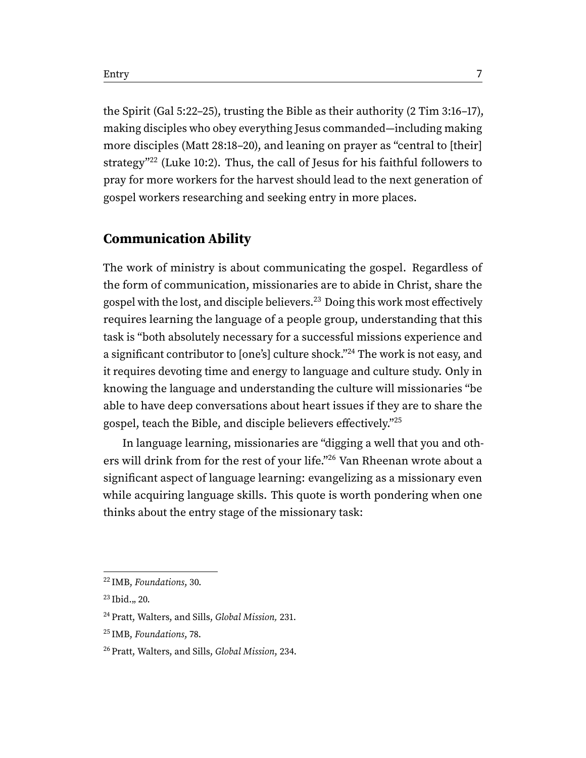the Spirit (Gal 5:22–25), trusting the Bible as their authority (2 Tim 3:16–17), making disciples who obey everything Jesus commanded—including making more disciples (Matt 28:18–20), and leaning on prayer as "central to [their] strategy"[22] (Luke 10:2). Thus, the call of Jesus for his faithful followers to pray for more workers for the harvest should lead to the next generation of gospel workers researching and seeking entry in more places.

## Communication Ability

The work of ministry is about communicating the gospel. Regardless of the form of communication, missionaries are to abide in Christ, share the gospel with the lost, and disciple believers.[23] Doing this work most effectively requires learning the language of a people group, understanding that this task is "both absolutely necessary for a successful missions experience and a significant contributor to [one's] culture shock."[24] The work is not easy, and it requires devoting time and energy to language and culture study. Only in knowing the language and understanding the culture will missionaries "be able to have deep conversations about heart issues if they are to share the gospel, teach the Bible, and disciple believers effectively."[25]

In language learning, missionaries are "digging a well that you and others will drink from for the rest of your life."[26] Van Rheenan wrote about a significant aspect of language learning: evangelizing as a missionary even while acquiring language skills. This quote is worth pondering when one thinks about the entry stage of the missionary task:

---

[22] IMB, *Foundations,* 30.

[23] Ibid.„ 20.

[24] Pratt, Walters, and Sills, *Global Mission,* 231.

[25] IMB, *Foundations,* 78.

[26] Pratt, Walters, and Sills, *Global Mission,* 234.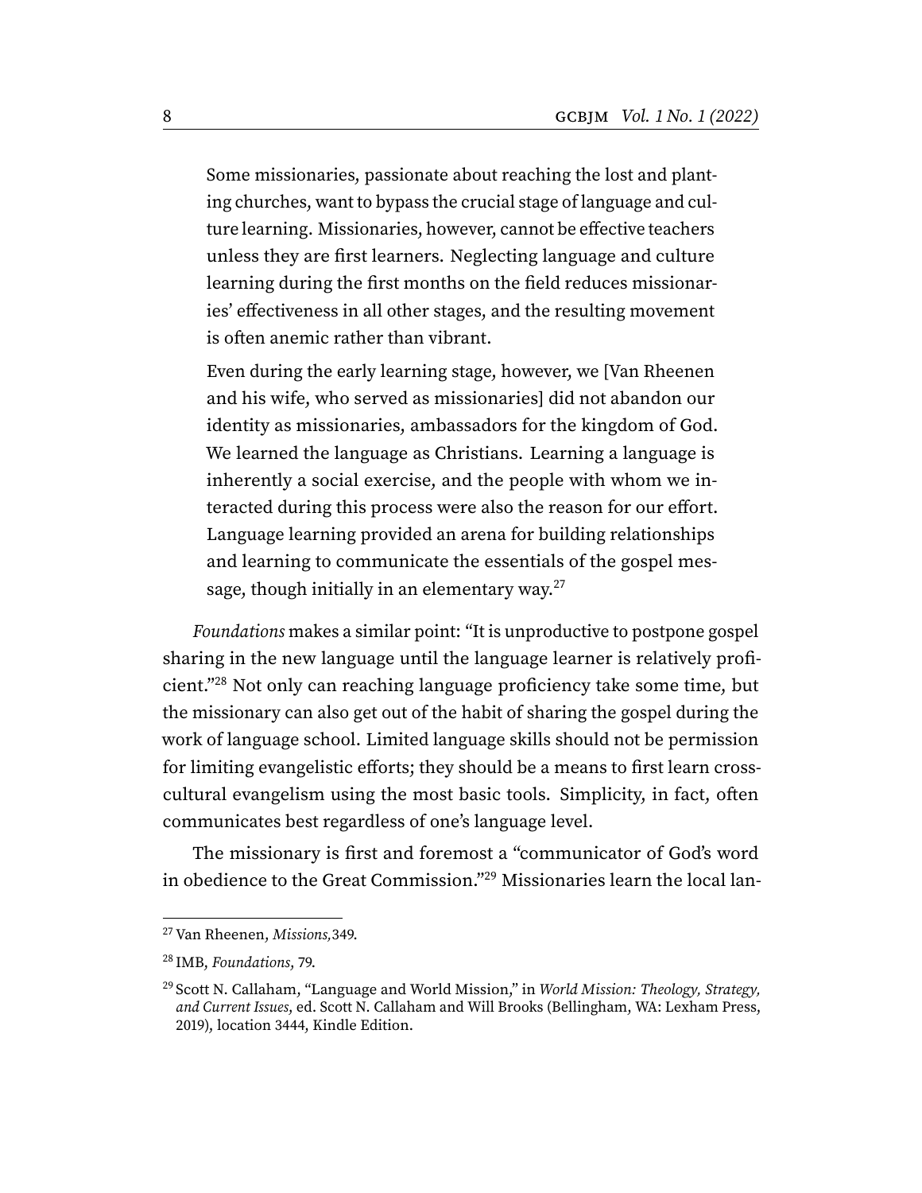> Some missionaries, passionate about reaching the lost and planting churches, want to bypass the crucial stage of language and culture learning. Missionaries, however, cannot be effective teachers unless they are first learners. Neglecting language and culture learning during the first months on the field reduces missionaries' effectiveness in all other stages, and the resulting movement is often anemic rather than vibrant.
>
> Even during the early learning stage, however, we [Van Rheenen and his wife, who served as missionaries] did not abandon our identity as missionaries, ambassadors for the kingdom of God. We learned the language as Christians. Learning a language is inherently a social exercise, and the people with whom we interacted during this process were also the reason for our effort. Language learning provided an arena for building relationships and learning to communicate the essentials of the gospel message, though initially in an elementary way.[27]

*Foundations* makes a similar point: "It is unproductive to postpone gospel sharing in the new language until the language learner is relatively proficient."[28] Not only can reaching language proficiency take some time, but the missionary can also get out of the habit of sharing the gospel during the work of language school. Limited language skills should not be permission for limiting evangelistic efforts; they should be a means to first learn cross-cultural evangelism using the most basic tools. Simplicity, in fact, often communicates best regardless of one's language level.

The missionary is first and foremost a "communicator of God's word in obedience to the Great Commission."[29] Missionaries learn the local lan-

---

[27] Van Rheenen, *Missions,*349.

[28] IMB, *Foundations*, 79.

[29] Scott N. Callaham, "Language and World Mission," in *World Mission: Theology, Strategy, and Current Issues*, ed. Scott N. Callaham and Will Brooks (Bellingham, WA: Lexham Press, 2019), location 3444, Kindle Edition.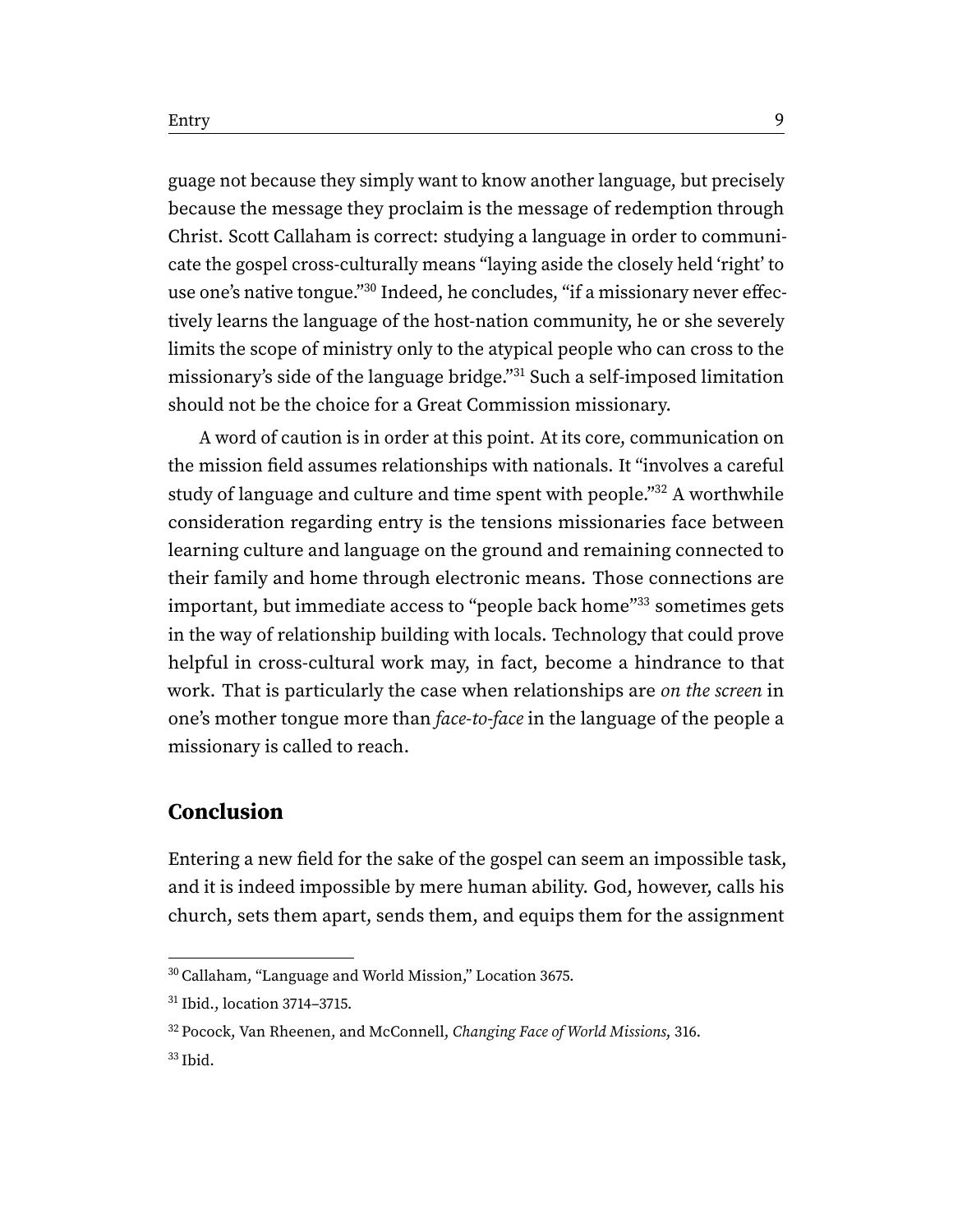guage not because they simply want to know another language, but precisely because the message they proclaim is the message of redemption through Christ. Scott Callaham is correct: studying a language in order to communicate the gospel cross-culturally means "laying aside the closely held 'right' to use one's native tongue."[30] Indeed, he concludes, "if a missionary never effectively learns the language of the host-nation community, he or she severely limits the scope of ministry only to the atypical people who can cross to the missionary's side of the language bridge."[31] Such a self-imposed limitation should not be the choice for a Great Commission missionary.

A word of caution is in order at this point. At its core, communication on the mission field assumes relationships with nationals. It "involves a careful study of language and culture and time spent with people."[32] A worthwhile consideration regarding entry is the tensions missionaries face between learning culture and language on the ground and remaining connected to their family and home through electronic means. Those connections are important, but immediate access to "people back home"[33] sometimes gets in the way of relationship building with locals. Technology that could prove helpful in cross-cultural work may, in fact, become a hindrance to that work. That is particularly the case when relationships are *on the screen* in one's mother tongue more than *face-to-face* in the language of the people a missionary is called to reach.

## Conclusion

Entering a new field for the sake of the gospel can seem an impossible task, and it is indeed impossible by mere human ability. God, however, calls his church, sets them apart, sends them, and equips them for the assignment

[30] Callaham, "Language and World Mission," Location 3675.

[31] Ibid., location 3714–3715.

[32] Pocock, Van Rheenen, and McConnell, *Changing Face of World Missions*, 316.

[33] Ibid.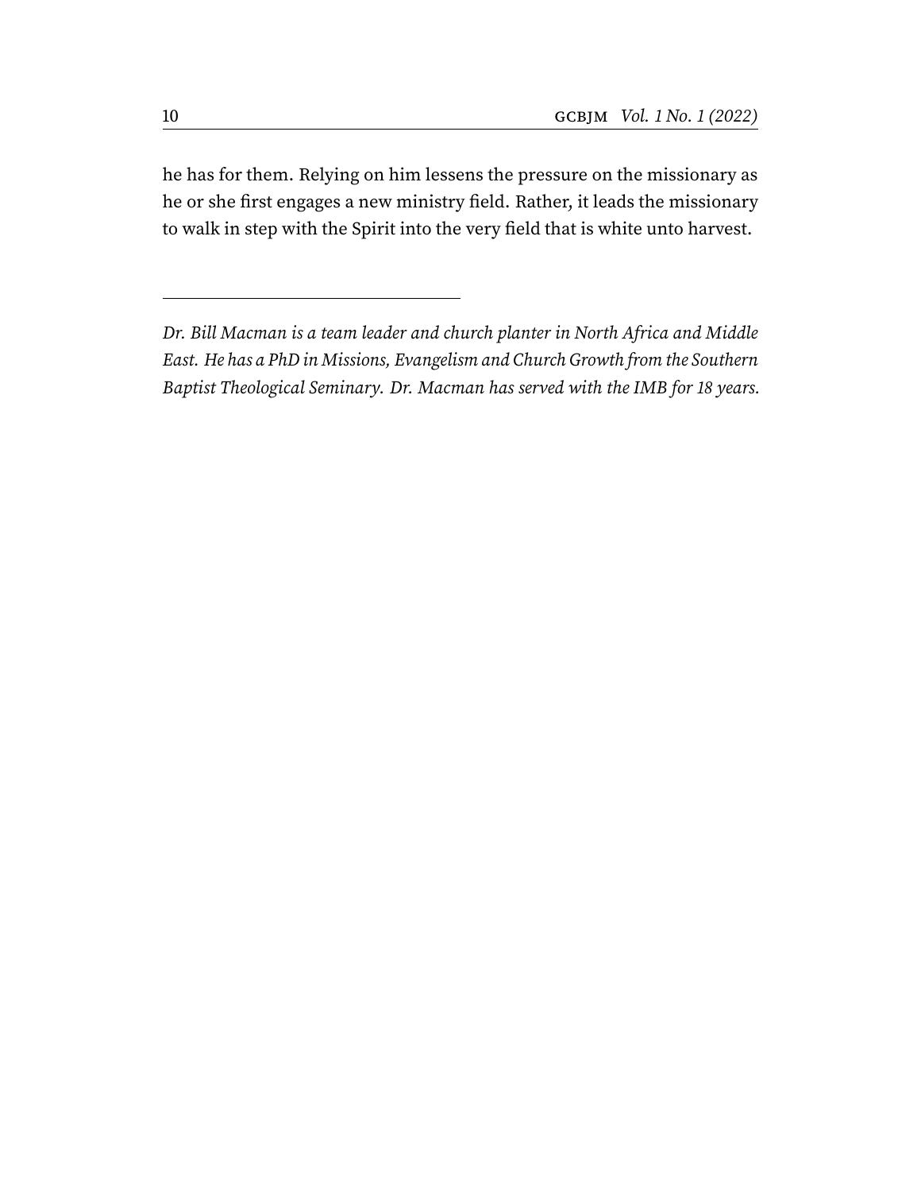he has for them. Relying on him lessens the pressure on the missionary as he or she first engages a new ministry field. Rather, it leads the missionary to walk in step with the Spirit into the very field that is white unto harvest.

---

*Dr. Bill Macman is a team leader and church planter in North Africa and Middle East. He has a PhD in Missions, Evangelism and Church Growth from the Southern Baptist Theological Seminary. Dr. Macman has served with the IMB for 18 years.*